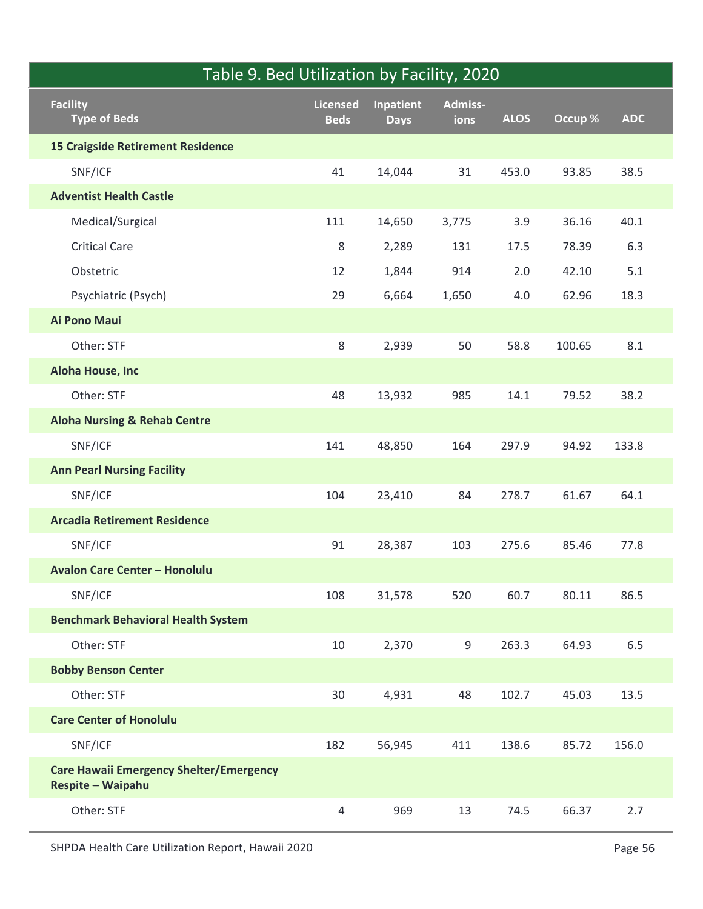## Table 9. Bed Utilization by Facility, 2020

| Facility / Type of Beds | Licensed Beds | Inpatient Days | Admissions | ALOS | Occup % | ADC |
|---|---|---|---|---|---|---|
| **15 Craigside Retirement Residence** | | | | | | |
| SNF/ICF | 41 | 14,044 | 31 | 453.0 | 93.85 | 38.5 |
| **Adventist Health Castle** | | | | | | |
| Medical/Surgical | 111 | 14,650 | 3,775 | 3.9 | 36.16 | 40.1 |
| Critical Care | 8 | 2,289 | 131 | 17.5 | 78.39 | 6.3 |
| Obstetric | 12 | 1,844 | 914 | 2.0 | 42.10 | 5.1 |
| Psychiatric (Psych) | 29 | 6,664 | 1,650 | 4.0 | 62.96 | 18.3 |
| **Ai Pono Maui** | | | | | | |
| Other: STF | 8 | 2,939 | 50 | 58.8 | 100.65 | 8.1 |
| **Aloha House, Inc** | | | | | | |
| Other: STF | 48 | 13,932 | 985 | 14.1 | 79.52 | 38.2 |
| **Aloha Nursing & Rehab Centre** | | | | | | |
| SNF/ICF | 141 | 48,850 | 164 | 297.9 | 94.92 | 133.8 |
| **Ann Pearl Nursing Facility** | | | | | | |
| SNF/ICF | 104 | 23,410 | 84 | 278.7 | 61.67 | 64.1 |
| **Arcadia Retirement Residence** | | | | | | |
| SNF/ICF | 91 | 28,387 | 103 | 275.6 | 85.46 | 77.8 |
| **Avalon Care Center – Honolulu** | | | | | | |
| SNF/ICF | 108 | 31,578 | 520 | 60.7 | 80.11 | 86.5 |
| **Benchmark Behavioral Health System** | | | | | | |
| Other: STF | 10 | 2,370 | 9 | 263.3 | 64.93 | 6.5 |
| **Bobby Benson Center** | | | | | | |
| Other: STF | 30 | 4,931 | 48 | 102.7 | 45.03 | 13.5 |
| **Care Center of Honolulu** | | | | | | |
| SNF/ICF | 182 | 56,945 | 411 | 138.6 | 85.72 | 156.0 |
| **Care Hawaii Emergency Shelter/Emergency Respite – Waipahu** | | | | | | |
| Other: STF | 4 | 969 | 13 | 74.5 | 66.37 | 2.7 |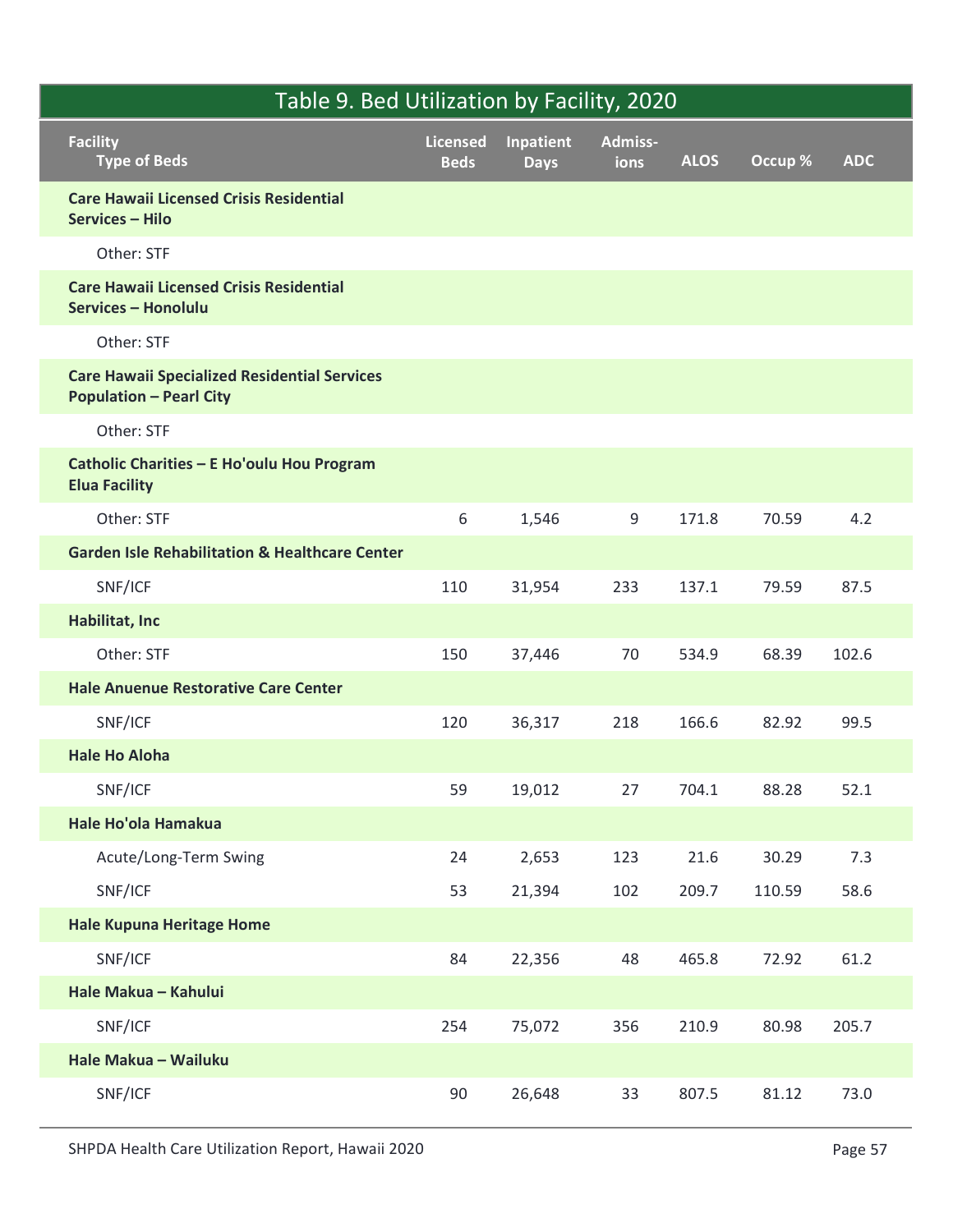## Table 9. Bed Utilization by Facility, 2020

| Facility<br>Type of Beds | Licensed Beds | Inpatient Days | Admiss-ions | ALOS | Occup % | ADC |
|---|---|---|---|---|---|---|
| **Care Hawaii Licensed Crisis Residential Services – Hilo** | | | | | | |
| Other: STF | | | | | | |
| **Care Hawaii Licensed Crisis Residential Services – Honolulu** | | | | | | |
| Other: STF | | | | | | |
| **Care Hawaii Specialized Residential Services Population – Pearl City** | | | | | | |
| Other: STF | | | | | | |
| **Catholic Charities – E Ho'oulu Hou Program Elua Facility** | | | | | | |
| Other: STF | 6 | 1,546 | 9 | 171.8 | 70.59 | 4.2 |
| **Garden Isle Rehabilitation & Healthcare Center** | | | | | | |
| SNF/ICF | 110 | 31,954 | 233 | 137.1 | 79.59 | 87.5 |
| **Habilitat, Inc** | | | | | | |
| Other: STF | 150 | 37,446 | 70 | 534.9 | 68.39 | 102.6 |
| **Hale Anuenue Restorative Care Center** | | | | | | |
| SNF/ICF | 120 | 36,317 | 218 | 166.6 | 82.92 | 99.5 |
| **Hale Ho Aloha** | | | | | | |
| SNF/ICF | 59 | 19,012 | 27 | 704.1 | 88.28 | 52.1 |
| **Hale Ho'ola Hamakua** | | | | | | |
| Acute/Long-Term Swing | 24 | 2,653 | 123 | 21.6 | 30.29 | 7.3 |
| SNF/ICF | 53 | 21,394 | 102 | 209.7 | 110.59 | 58.6 |
| **Hale Kupuna Heritage Home** | | | | | | |
| SNF/ICF | 84 | 22,356 | 48 | 465.8 | 72.92 | 61.2 |
| **Hale Makua – Kahului** | | | | | | |
| SNF/ICF | 254 | 75,072 | 356 | 210.9 | 80.98 | 205.7 |
| **Hale Makua – Wailuku** | | | | | | |
| SNF/ICF | 90 | 26,648 | 33 | 807.5 | 81.12 | 73.0 |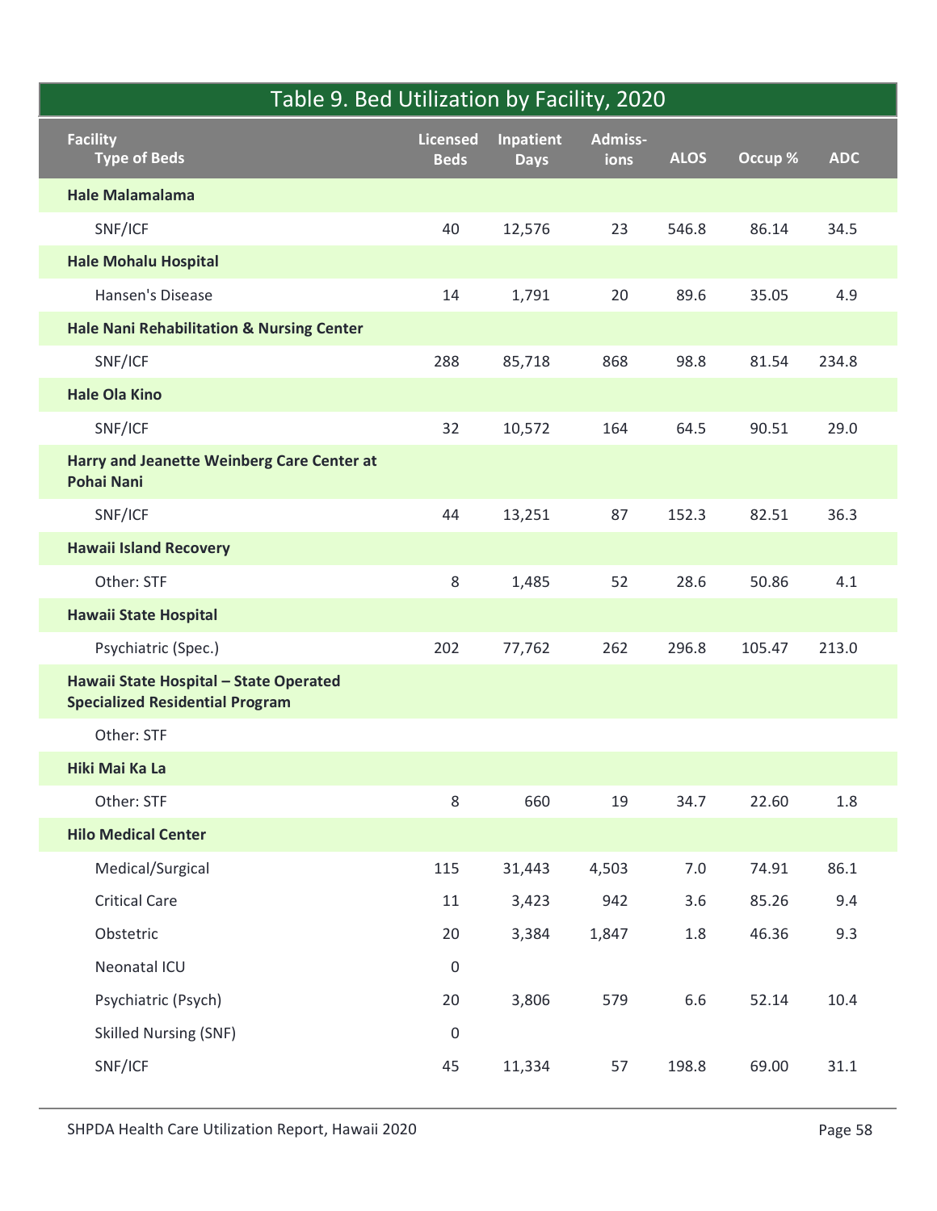## Table 9. Bed Utilization by Facility, 2020

| Facility<br>Type of Beds | Licensed Beds | Inpatient Days | Admiss-ions | ALOS | Occup % | ADC |
|---|---|---|---|---|---|---|
| **Hale Malamalama** | | | | | | |
| SNF/ICF | 40 | 12,576 | 23 | 546.8 | 86.14 | 34.5 |
| **Hale Mohalu Hospital** | | | | | | |
| Hansen's Disease | 14 | 1,791 | 20 | 89.6 | 35.05 | 4.9 |
| **Hale Nani Rehabilitation & Nursing Center** | | | | | | |
| SNF/ICF | 288 | 85,718 | 868 | 98.8 | 81.54 | 234.8 |
| **Hale Ola Kino** | | | | | | |
| SNF/ICF | 32 | 10,572 | 164 | 64.5 | 90.51 | 29.0 |
| **Harry and Jeanette Weinberg Care Center at Pohai Nani** | | | | | | |
| SNF/ICF | 44 | 13,251 | 87 | 152.3 | 82.51 | 36.3 |
| **Hawaii Island Recovery** | | | | | | |
| Other: STF | 8 | 1,485 | 52 | 28.6 | 50.86 | 4.1 |
| **Hawaii State Hospital** | | | | | | |
| Psychiatric (Spec.) | 202 | 77,762 | 262 | 296.8 | 105.47 | 213.0 |
| **Hawaii State Hospital – State Operated Specialized Residential Program** | | | | | | |
| Other: STF | | | | | | |
| **Hiki Mai Ka La** | | | | | | |
| Other: STF | 8 | 660 | 19 | 34.7 | 22.60 | 1.8 |
| **Hilo Medical Center** | | | | | | |
| Medical/Surgical | 115 | 31,443 | 4,503 | 7.0 | 74.91 | 86.1 |
| Critical Care | 11 | 3,423 | 942 | 3.6 | 85.26 | 9.4 |
| Obstetric | 20 | 3,384 | 1,847 | 1.8 | 46.36 | 9.3 |
| Neonatal ICU | 0 | | | | | |
| Psychiatric (Psych) | 20 | 3,806 | 579 | 6.6 | 52.14 | 10.4 |
| Skilled Nursing (SNF) | 0 | | | | | |
| SNF/ICF | 45 | 11,334 | 57 | 198.8 | 69.00 | 31.1 |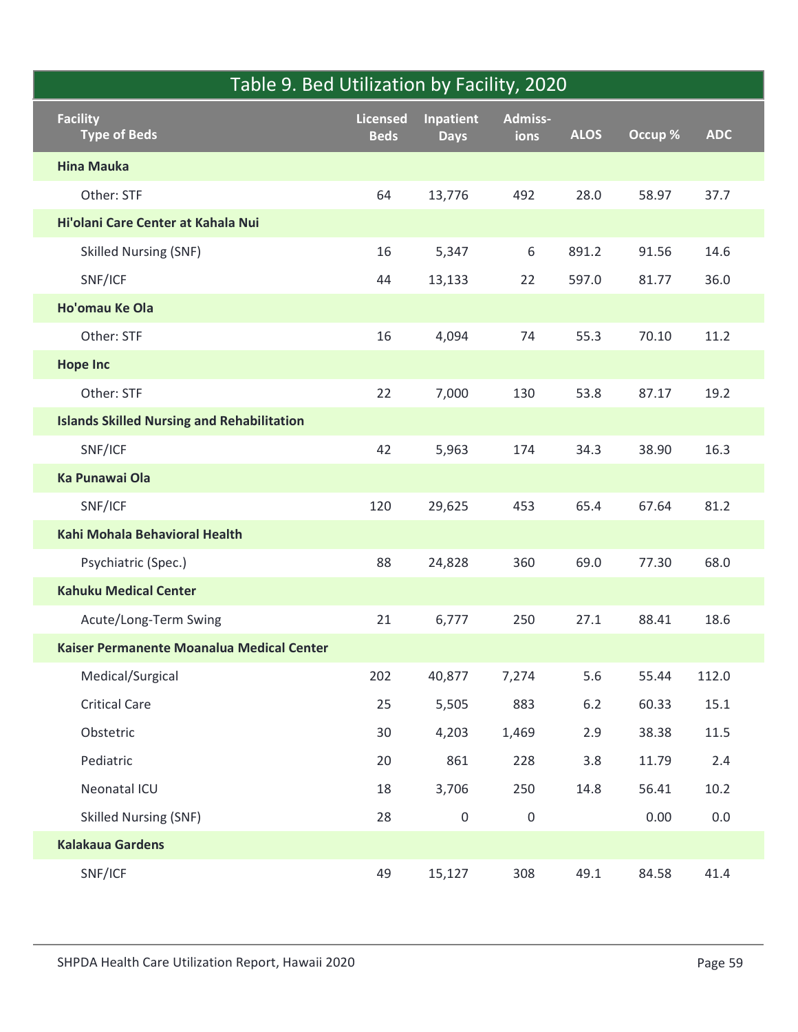## Table 9. Bed Utilization by Facility, 2020

| Facility<br>Type of Beds | Licensed Beds | Inpatient Days | Admissions | ALOS | Occup % | ADC |
|---|---|---|---|---|---|---|
| **Hina Mauka** | | | | | | |
| Other: STF | 64 | 13,776 | 492 | 28.0 | 58.97 | 37.7 |
| **Hi'olani Care Center at Kahala Nui** | | | | | | |
| Skilled Nursing (SNF) | 16 | 5,347 | 6 | 891.2 | 91.56 | 14.6 |
| SNF/ICF | 44 | 13,133 | 22 | 597.0 | 81.77 | 36.0 |
| **Ho'omau Ke Ola** | | | | | | |
| Other: STF | 16 | 4,094 | 74 | 55.3 | 70.10 | 11.2 |
| **Hope Inc** | | | | | | |
| Other: STF | 22 | 7,000 | 130 | 53.8 | 87.17 | 19.2 |
| **Islands Skilled Nursing and Rehabilitation** | | | | | | |
| SNF/ICF | 42 | 5,963 | 174 | 34.3 | 38.90 | 16.3 |
| **Ka Punawai Ola** | | | | | | |
| SNF/ICF | 120 | 29,625 | 453 | 65.4 | 67.64 | 81.2 |
| **Kahi Mohala Behavioral Health** | | | | | | |
| Psychiatric (Spec.) | 88 | 24,828 | 360 | 69.0 | 77.30 | 68.0 |
| **Kahuku Medical Center** | | | | | | |
| Acute/Long-Term Swing | 21 | 6,777 | 250 | 27.1 | 88.41 | 18.6 |
| **Kaiser Permanente Moanalua Medical Center** | | | | | | |
| Medical/Surgical | 202 | 40,877 | 7,274 | 5.6 | 55.44 | 112.0 |
| Critical Care | 25 | 5,505 | 883 | 6.2 | 60.33 | 15.1 |
| Obstetric | 30 | 4,203 | 1,469 | 2.9 | 38.38 | 11.5 |
| Pediatric | 20 | 861 | 228 | 3.8 | 11.79 | 2.4 |
| Neonatal ICU | 18 | 3,706 | 250 | 14.8 | 56.41 | 10.2 |
| Skilled Nursing (SNF) | 28 | 0 | 0 | | 0.00 | 0.0 |
| **Kalakaua Gardens** | | | | | | |
| SNF/ICF | 49 | 15,127 | 308 | 49.1 | 84.58 | 41.4 |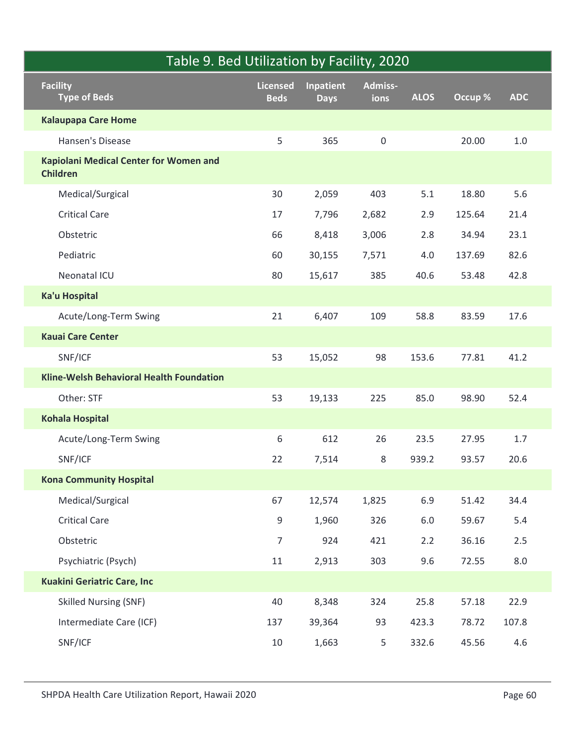## Table 9. Bed Utilization by Facility, 2020

| Facility / Type of Beds | Licensed Beds | Inpatient Days | Admissions | ALOS | Occup % | ADC |
|---|---|---|---|---|---|---|
| **Kalaupapa Care Home** | | | | | | |
| Hansen's Disease | 5 | 365 | 0 | | 20.00 | 1.0 |
| **Kapiolani Medical Center for Women and Children** | | | | | | |
| Medical/Surgical | 30 | 2,059 | 403 | 5.1 | 18.80 | 5.6 |
| Critical Care | 17 | 7,796 | 2,682 | 2.9 | 125.64 | 21.4 |
| Obstetric | 66 | 8,418 | 3,006 | 2.8 | 34.94 | 23.1 |
| Pediatric | 60 | 30,155 | 7,571 | 4.0 | 137.69 | 82.6 |
| Neonatal ICU | 80 | 15,617 | 385 | 40.6 | 53.48 | 42.8 |
| **Ka'u Hospital** | | | | | | |
| Acute/Long-Term Swing | 21 | 6,407 | 109 | 58.8 | 83.59 | 17.6 |
| **Kauai Care Center** | | | | | | |
| SNF/ICF | 53 | 15,052 | 98 | 153.6 | 77.81 | 41.2 |
| **Kline-Welsh Behavioral Health Foundation** | | | | | | |
| Other: STF | 53 | 19,133 | 225 | 85.0 | 98.90 | 52.4 |
| **Kohala Hospital** | | | | | | |
| Acute/Long-Term Swing | 6 | 612 | 26 | 23.5 | 27.95 | 1.7 |
| SNF/ICF | 22 | 7,514 | 8 | 939.2 | 93.57 | 20.6 |
| **Kona Community Hospital** | | | | | | |
| Medical/Surgical | 67 | 12,574 | 1,825 | 6.9 | 51.42 | 34.4 |
| Critical Care | 9 | 1,960 | 326 | 6.0 | 59.67 | 5.4 |
| Obstetric | 7 | 924 | 421 | 2.2 | 36.16 | 2.5 |
| Psychiatric (Psych) | 11 | 2,913 | 303 | 9.6 | 72.55 | 8.0 |
| **Kuakini Geriatric Care, Inc** | | | | | | |
| Skilled Nursing (SNF) | 40 | 8,348 | 324 | 25.8 | 57.18 | 22.9 |
| Intermediate Care (ICF) | 137 | 39,364 | 93 | 423.3 | 78.72 | 107.8 |
| SNF/ICF | 10 | 1,663 | 5 | 332.6 | 45.56 | 4.6 |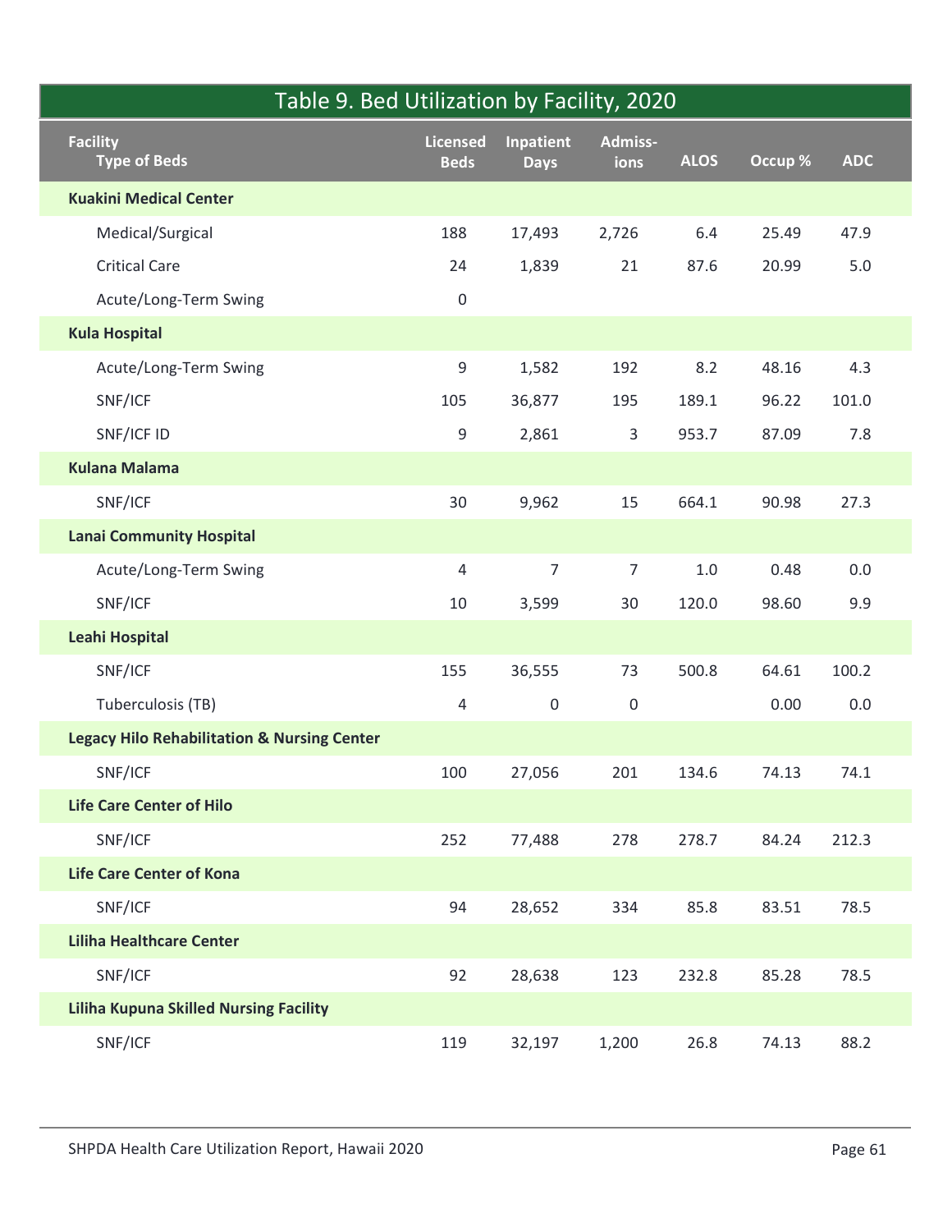## Table 9. Bed Utilization by Facility, 2020

| Facility<br>Type of Beds | Licensed Beds | Inpatient Days | Admiss-ions | ALOS | Occup % | ADC |
|---|---|---|---|---|---|---|
| **Kuakini Medical Center** | | | | | | |
| Medical/Surgical | 188 | 17,493 | 2,726 | 6.4 | 25.49 | 47.9 |
| Critical Care | 24 | 1,839 | 21 | 87.6 | 20.99 | 5.0 |
| Acute/Long-Term Swing | 0 | | | | | |
| **Kula Hospital** | | | | | | |
| Acute/Long-Term Swing | 9 | 1,582 | 192 | 8.2 | 48.16 | 4.3 |
| SNF/ICF | 105 | 36,877 | 195 | 189.1 | 96.22 | 101.0 |
| SNF/ICF ID | 9 | 2,861 | 3 | 953.7 | 87.09 | 7.8 |
| **Kulana Malama** | | | | | | |
| SNF/ICF | 30 | 9,962 | 15 | 664.1 | 90.98 | 27.3 |
| **Lanai Community Hospital** | | | | | | |
| Acute/Long-Term Swing | 4 | 7 | 7 | 1.0 | 0.48 | 0.0 |
| SNF/ICF | 10 | 3,599 | 30 | 120.0 | 98.60 | 9.9 |
| **Leahi Hospital** | | | | | | |
| SNF/ICF | 155 | 36,555 | 73 | 500.8 | 64.61 | 100.2 |
| Tuberculosis (TB) | 4 | 0 | 0 | | 0.00 | 0.0 |
| **Legacy Hilo Rehabilitation & Nursing Center** | | | | | | |
| SNF/ICF | 100 | 27,056 | 201 | 134.6 | 74.13 | 74.1 |
| **Life Care Center of Hilo** | | | | | | |
| SNF/ICF | 252 | 77,488 | 278 | 278.7 | 84.24 | 212.3 |
| **Life Care Center of Kona** | | | | | | |
| SNF/ICF | 94 | 28,652 | 334 | 85.8 | 83.51 | 78.5 |
| **Liliha Healthcare Center** | | | | | | |
| SNF/ICF | 92 | 28,638 | 123 | 232.8 | 85.28 | 78.5 |
| **Liliha Kupuna Skilled Nursing Facility** | | | | | | |
| SNF/ICF | 119 | 32,197 | 1,200 | 26.8 | 74.13 | 88.2 |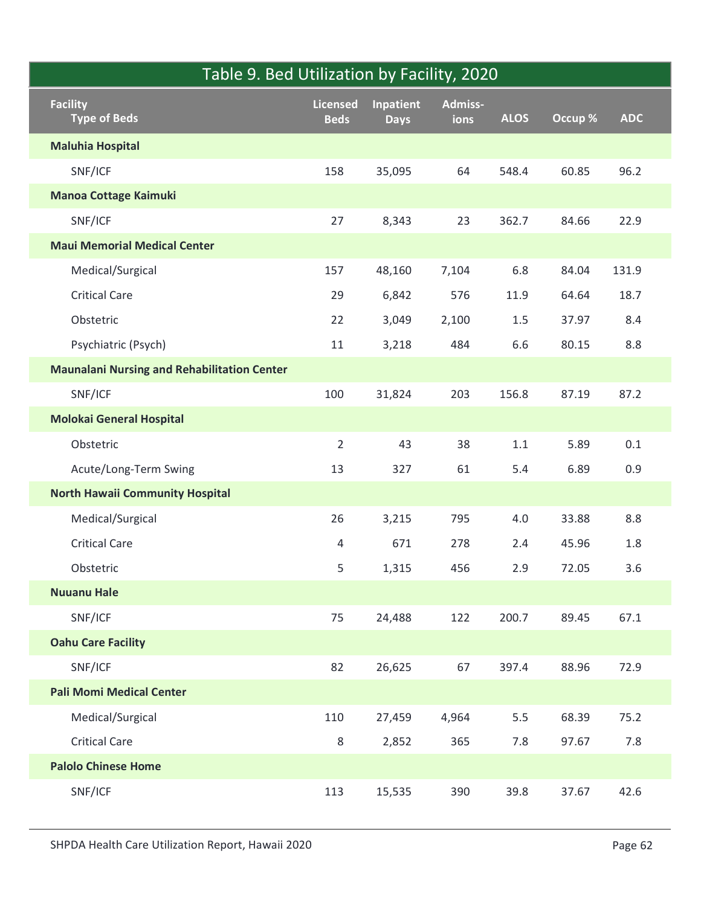## Table 9. Bed Utilization by Facility, 2020

| Facility<br>Type of Beds | Licensed Beds | Inpatient Days | Admiss-ions | ALOS | Occup % | ADC |
|---|---|---|---|---|---|---|
| **Maluhia Hospital** | | | | | | |
| SNF/ICF | 158 | 35,095 | 64 | 548.4 | 60.85 | 96.2 |
| **Manoa Cottage Kaimuki** | | | | | | |
| SNF/ICF | 27 | 8,343 | 23 | 362.7 | 84.66 | 22.9 |
| **Maui Memorial Medical Center** | | | | | | |
| Medical/Surgical | 157 | 48,160 | 7,104 | 6.8 | 84.04 | 131.9 |
| Critical Care | 29 | 6,842 | 576 | 11.9 | 64.64 | 18.7 |
| Obstetric | 22 | 3,049 | 2,100 | 1.5 | 37.97 | 8.4 |
| Psychiatric (Psych) | 11 | 3,218 | 484 | 6.6 | 80.15 | 8.8 |
| **Maunalani Nursing and Rehabilitation Center** | | | | | | |
| SNF/ICF | 100 | 31,824 | 203 | 156.8 | 87.19 | 87.2 |
| **Molokai General Hospital** | | | | | | |
| Obstetric | 2 | 43 | 38 | 1.1 | 5.89 | 0.1 |
| Acute/Long-Term Swing | 13 | 327 | 61 | 5.4 | 6.89 | 0.9 |
| **North Hawaii Community Hospital** | | | | | | |
| Medical/Surgical | 26 | 3,215 | 795 | 4.0 | 33.88 | 8.8 |
| Critical Care | 4 | 671 | 278 | 2.4 | 45.96 | 1.8 |
| Obstetric | 5 | 1,315 | 456 | 2.9 | 72.05 | 3.6 |
| **Nuuanu Hale** | | | | | | |
| SNF/ICF | 75 | 24,488 | 122 | 200.7 | 89.45 | 67.1 |
| **Oahu Care Facility** | | | | | | |
| SNF/ICF | 82 | 26,625 | 67 | 397.4 | 88.96 | 72.9 |
| **Pali Momi Medical Center** | | | | | | |
| Medical/Surgical | 110 | 27,459 | 4,964 | 5.5 | 68.39 | 75.2 |
| Critical Care | 8 | 2,852 | 365 | 7.8 | 97.67 | 7.8 |
| **Palolo Chinese Home** | | | | | | |
| SNF/ICF | 113 | 15,535 | 390 | 39.8 | 37.67 | 42.6 |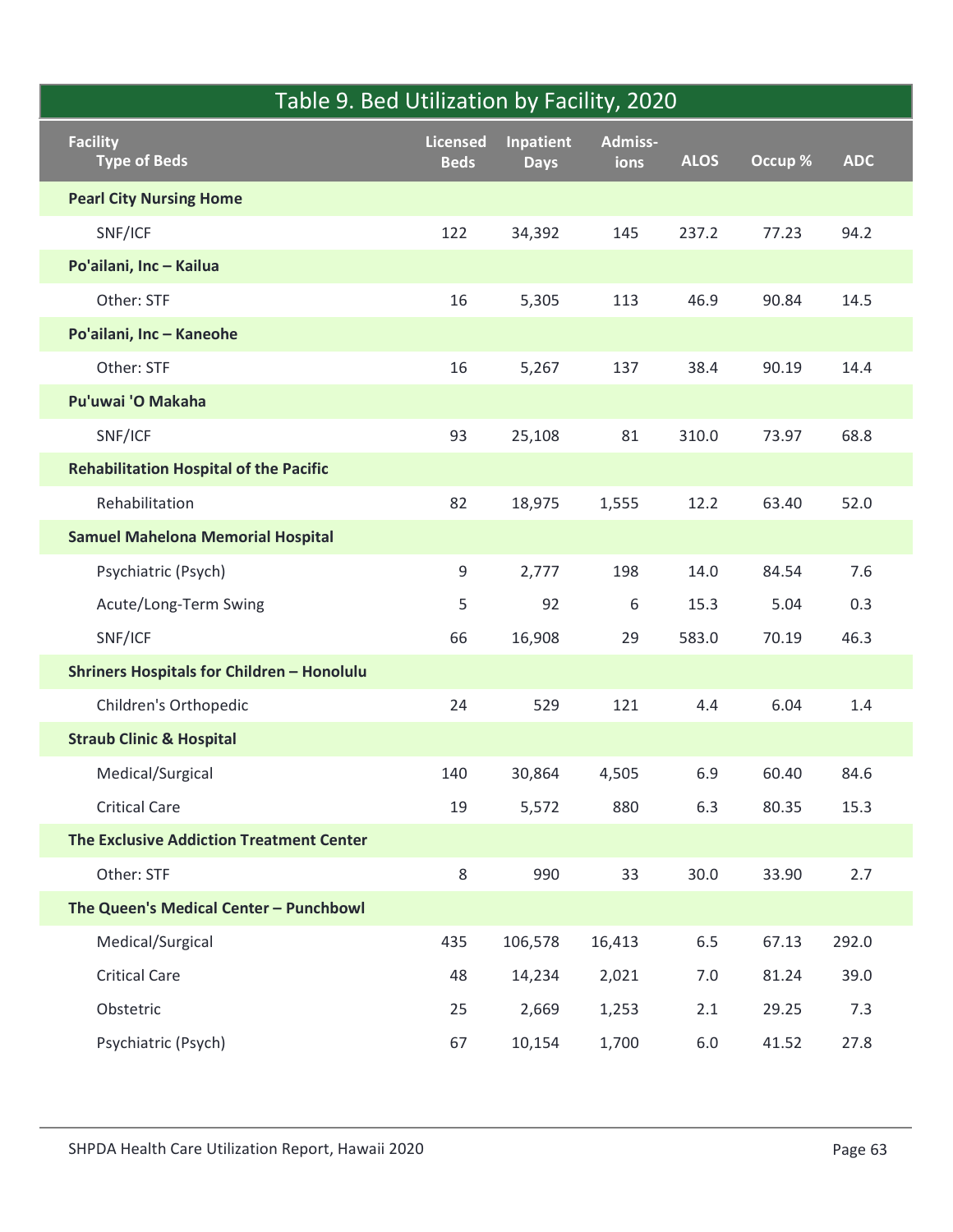## Table 9. Bed Utilization by Facility, 2020

| Facility<br>Type of Beds | Licensed Beds | Inpatient Days | Admiss-ions | ALOS | Occup % | ADC |
|---|---|---|---|---|---|---|
| **Pearl City Nursing Home** | | | | | | |
| SNF/ICF | 122 | 34,392 | 145 | 237.2 | 77.23 | 94.2 |
| **Po'ailani, Inc – Kailua** | | | | | | |
| Other: STF | 16 | 5,305 | 113 | 46.9 | 90.84 | 14.5 |
| **Po'ailani, Inc – Kaneohe** | | | | | | |
| Other: STF | 16 | 5,267 | 137 | 38.4 | 90.19 | 14.4 |
| **Pu'uwai 'O Makaha** | | | | | | |
| SNF/ICF | 93 | 25,108 | 81 | 310.0 | 73.97 | 68.8 |
| **Rehabilitation Hospital of the Pacific** | | | | | | |
| Rehabilitation | 82 | 18,975 | 1,555 | 12.2 | 63.40 | 52.0 |
| **Samuel Mahelona Memorial Hospital** | | | | | | |
| Psychiatric (Psych) | 9 | 2,777 | 198 | 14.0 | 84.54 | 7.6 |
| Acute/Long-Term Swing | 5 | 92 | 6 | 15.3 | 5.04 | 0.3 |
| SNF/ICF | 66 | 16,908 | 29 | 583.0 | 70.19 | 46.3 |
| **Shriners Hospitals for Children – Honolulu** | | | | | | |
| Children's Orthopedic | 24 | 529 | 121 | 4.4 | 6.04 | 1.4 |
| **Straub Clinic & Hospital** | | | | | | |
| Medical/Surgical | 140 | 30,864 | 4,505 | 6.9 | 60.40 | 84.6 |
| Critical Care | 19 | 5,572 | 880 | 6.3 | 80.35 | 15.3 |
| **The Exclusive Addiction Treatment Center** | | | | | | |
| Other: STF | 8 | 990 | 33 | 30.0 | 33.90 | 2.7 |
| **The Queen's Medical Center – Punchbowl** | | | | | | |
| Medical/Surgical | 435 | 106,578 | 16,413 | 6.5 | 67.13 | 292.0 |
| Critical Care | 48 | 14,234 | 2,021 | 7.0 | 81.24 | 39.0 |
| Obstetric | 25 | 2,669 | 1,253 | 2.1 | 29.25 | 7.3 |
| Psychiatric (Psych) | 67 | 10,154 | 1,700 | 6.0 | 41.52 | 27.8 |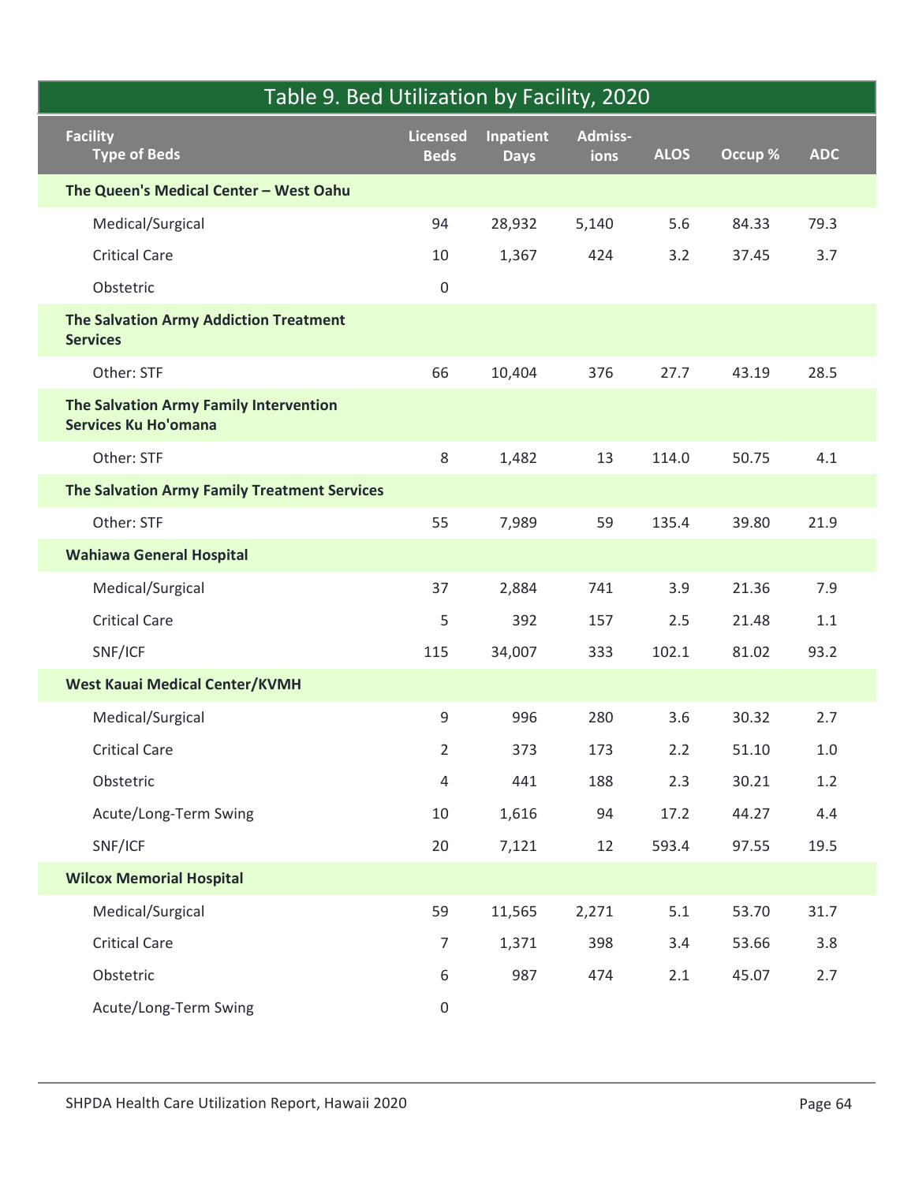# Table 9. Bed Utilization by Facility, 2020

| Facility<br>Type of Beds | Licensed Beds | Inpatient Days | Admiss-ions | ALOS | Occup % | ADC |
|---|---|---|---|---|---|---|
| **The Queen's Medical Center – West Oahu** | | | | | | |
| Medical/Surgical | 94 | 28,932 | 5,140 | 5.6 | 84.33 | 79.3 |
| Critical Care | 10 | 1,367 | 424 | 3.2 | 37.45 | 3.7 |
| Obstetric | 0 | | | | | |
| **The Salvation Army Addiction Treatment Services** | | | | | | |
| Other: STF | 66 | 10,404 | 376 | 27.7 | 43.19 | 28.5 |
| **The Salvation Army Family Intervention Services Ku Ho'omana** | | | | | | |
| Other: STF | 8 | 1,482 | 13 | 114.0 | 50.75 | 4.1 |
| **The Salvation Army Family Treatment Services** | | | | | | |
| Other: STF | 55 | 7,989 | 59 | 135.4 | 39.80 | 21.9 |
| **Wahiawa General Hospital** | | | | | | |
| Medical/Surgical | 37 | 2,884 | 741 | 3.9 | 21.36 | 7.9 |
| Critical Care | 5 | 392 | 157 | 2.5 | 21.48 | 1.1 |
| SNF/ICF | 115 | 34,007 | 333 | 102.1 | 81.02 | 93.2 |
| **West Kauai Medical Center/KVMH** | | | | | | |
| Medical/Surgical | 9 | 996 | 280 | 3.6 | 30.32 | 2.7 |
| Critical Care | 2 | 373 | 173 | 2.2 | 51.10 | 1.0 |
| Obstetric | 4 | 441 | 188 | 2.3 | 30.21 | 1.2 |
| Acute/Long-Term Swing | 10 | 1,616 | 94 | 17.2 | 44.27 | 4.4 |
| SNF/ICF | 20 | 7,121 | 12 | 593.4 | 97.55 | 19.5 |
| **Wilcox Memorial Hospital** | | | | | | |
| Medical/Surgical | 59 | 11,565 | 2,271 | 5.1 | 53.70 | 31.7 |
| Critical Care | 7 | 1,371 | 398 | 3.4 | 53.66 | 3.8 |
| Obstetric | 6 | 987 | 474 | 2.1 | 45.07 | 2.7 |
| Acute/Long-Term Swing | 0 | | | | | |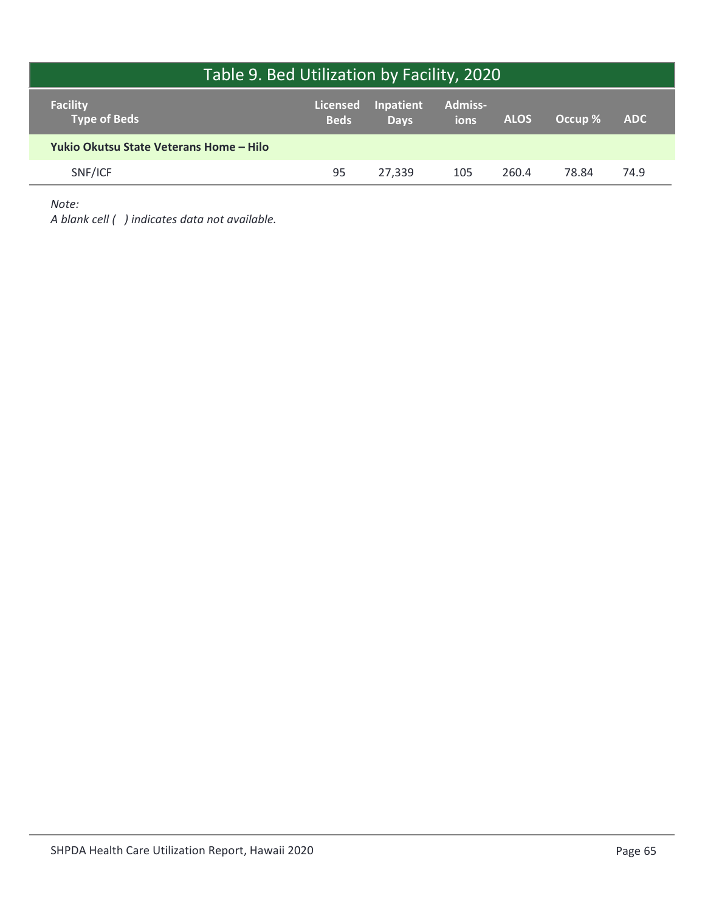## Table 9. Bed Utilization by Facility, 2020

| Facility<br>Type of Beds | Licensed Beds | Inpatient Days | Admiss-ions | ALOS | Occup % | ADC |
|---|---|---|---|---|---|---|
| **Yukio Okutsu State Veterans Home – Hilo** | | | | | | |
| SNF/ICF | 95 | 27,339 | 105 | 260.4 | 78.84 | 74.9 |

*Note:*
*A blank cell ( ) indicates data not available.*